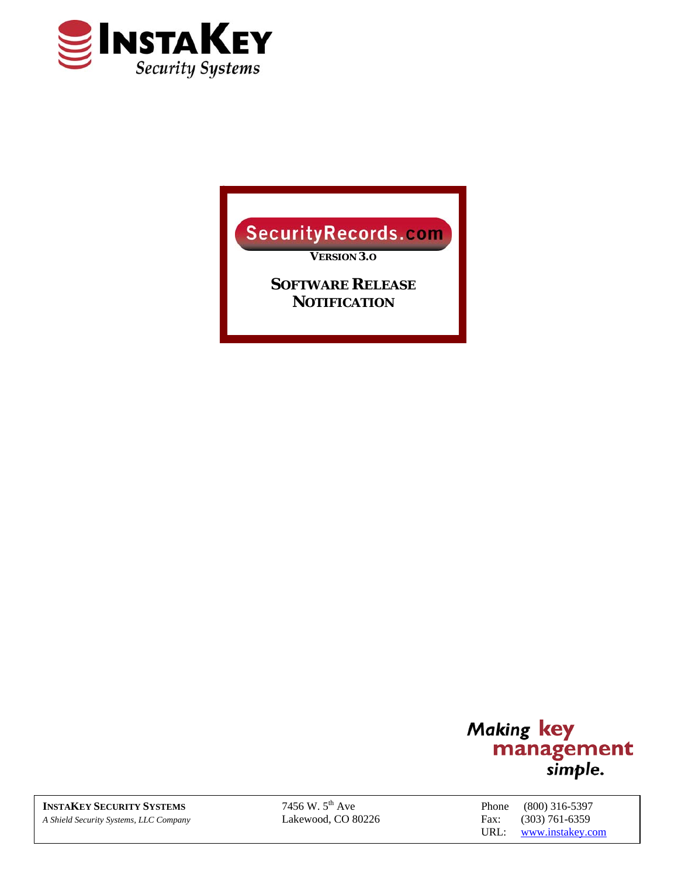# INSTAKEY

*Security Systems*

# SecurityRecords.com

**VERSION 3.0**

## SOFTWARE RELEASE NOTIFICATION

*Making* **key management** *simple.*

| **INSTAKEY SECURITY SYSTEMS** | 7456 W. 5th Ave | Phone (800) 316-5397 |
|---|---|---|
| *A Shield Security Systems, LLC Company* | Lakewood, CO 80226 | Fax: (303) 761-6359 |
| | | URL: www.instakey.com |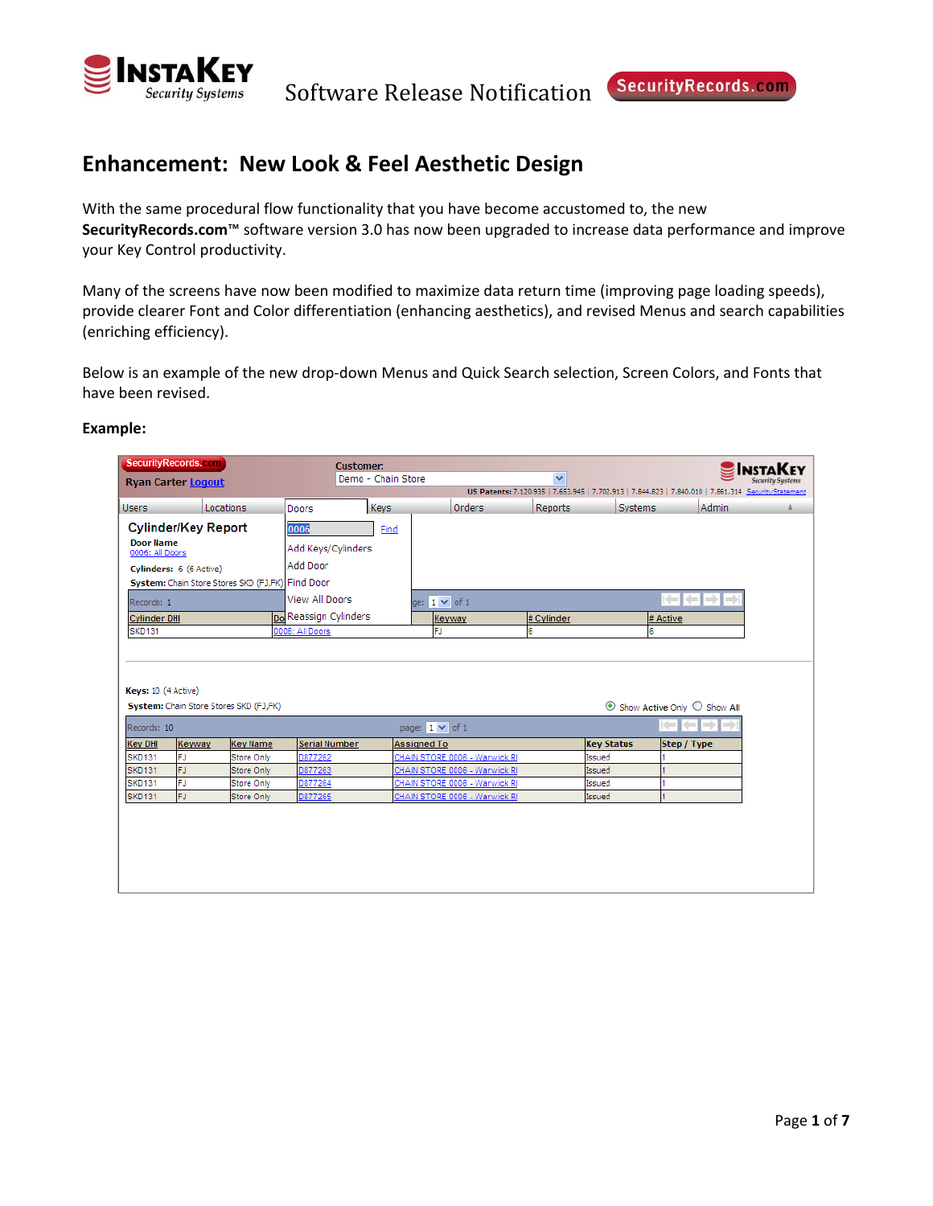## Enhancement: New Look & Feel Aesthetic Design

With the same procedural flow functionality that you have become accustomed to, the new **SecurityRecords.com**™ software version 3.0 has now been upgraded to increase data performance and improve your Key Control productivity.

Many of the screens have now been modified to maximize data return time (improving page loading speeds), provide clearer Font and Color differentiation (enhancing aesthetics), and revised Menus and search capabilities (enriching efficiency).

Below is an example of the new drop-down Menus and Quick Search selection, Screen Colors, and Fonts that have been revised.

**Example:**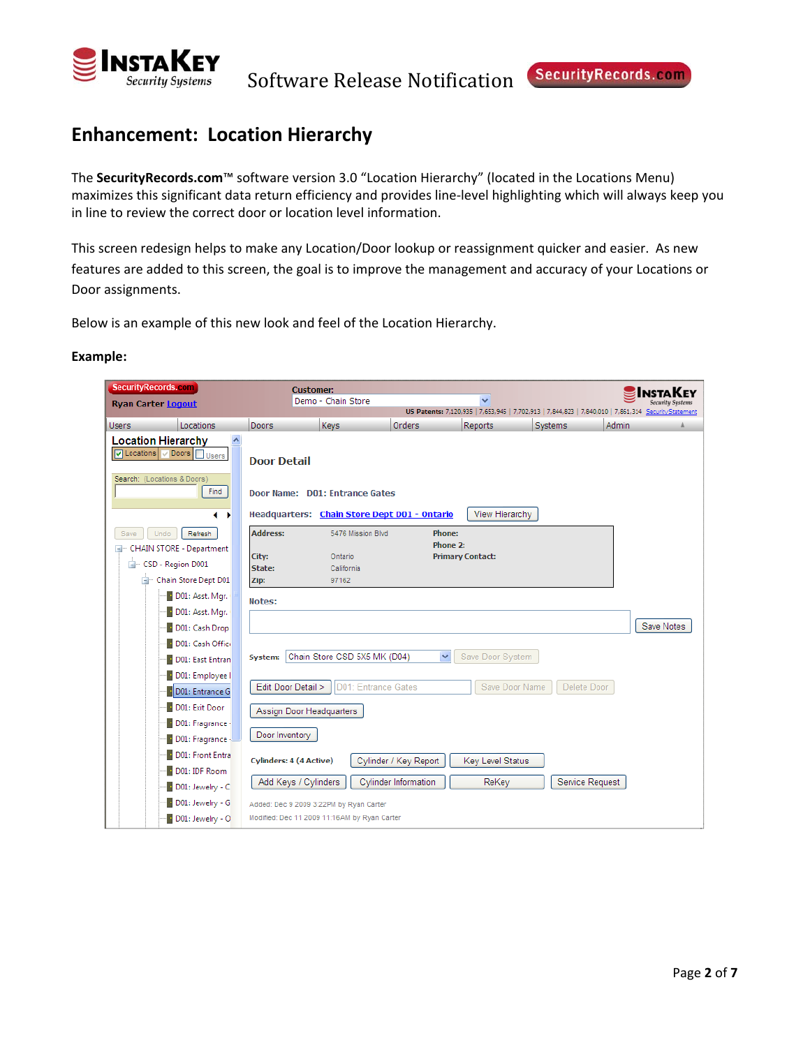## Enhancement: Location Hierarchy

The **SecurityRecords.com**™ software version 3.0 "Location Hierarchy" (located in the Locations Menu) maximizes this significant data return efficiency and provides line-level highlighting which will always keep you in line to review the correct door or location level information.

This screen redesign helps to make any Location/Door lookup or reassignment quicker and easier. As new features are added to this screen, the goal is to improve the management and accuracy of your Locations or Door assignments.

Below is an example of this new look and feel of the Location Hierarchy.

**Example:**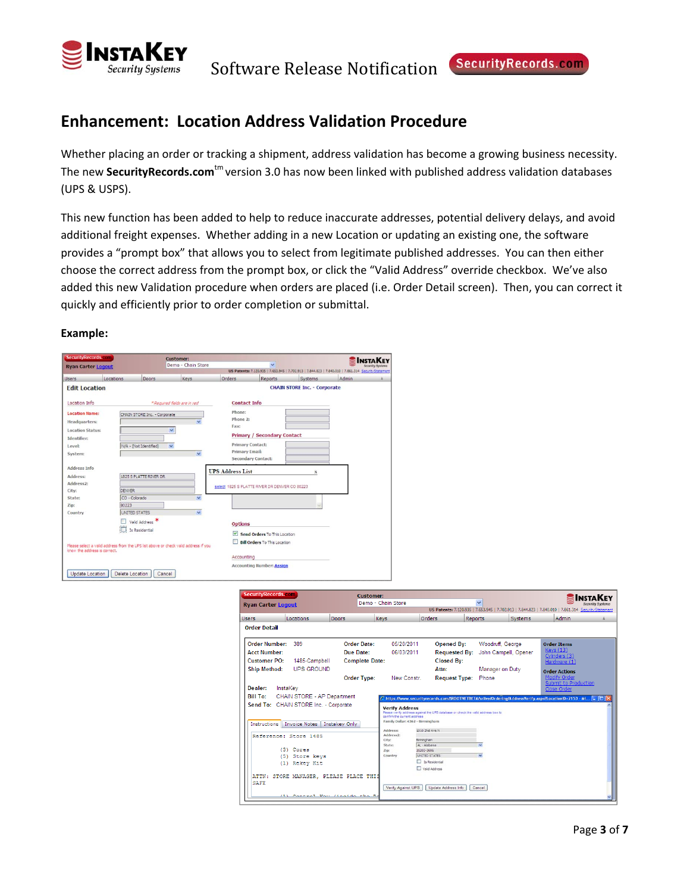## Enhancement: Location Address Validation Procedure

Whether placing an order or tracking a shipment, address validation has become a growing business necessity. The new **SecurityRecords.com**[tm] version 3.0 has now been linked with published address validation databases (UPS & USPS).

This new function has been added to help to reduce inaccurate addresses, potential delivery delays, and avoid additional freight expenses. Whether adding in a new Location or updating an existing one, the software provides a "prompt box" that allows you to select from legitimate published addresses. You can then either choose the correct address from the prompt box, or click the "Valid Address" override checkbox. We've also added this new Validation procedure when orders are placed (i.e. Order Detail screen). Then, you can correct it quickly and efficiently prior to order completion or submittal.

**Example:**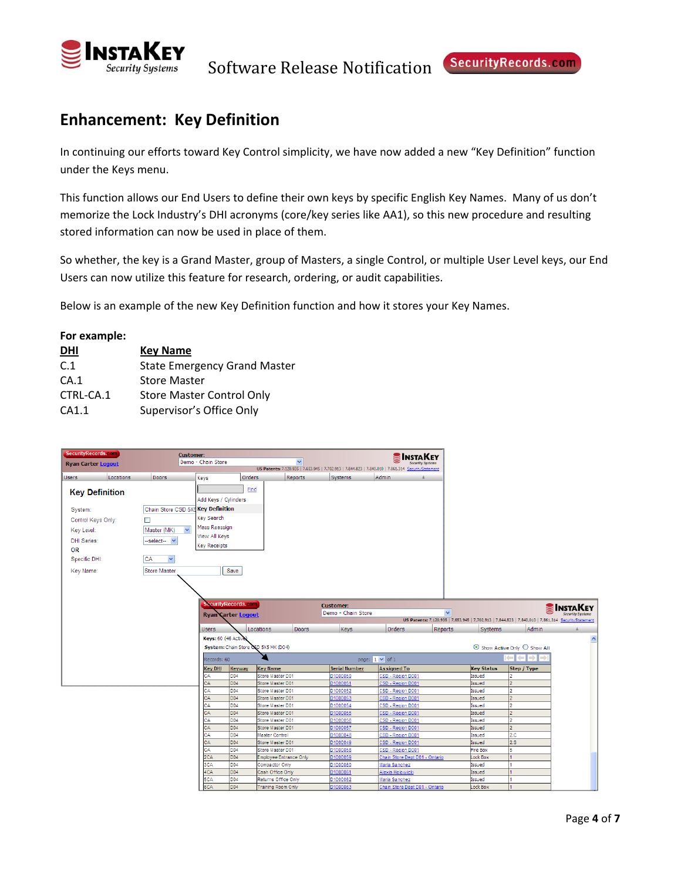## Enhancement: Key Definition

In continuing our efforts toward Key Control simplicity, we have now added a new "Key Definition" function under the Keys menu.

This function allows our End Users to define their own keys by specific English Key Names. Many of us don't memorize the Lock Industry's DHI acronyms (core/key series like AA1), so this new procedure and resulting stored information can now be used in place of them.

So whether, the key is a Grand Master, group of Masters, a single Control, or multiple User Level keys, our End Users can now utilize this feature for research, ordering, or audit capabilities.

Below is an example of the new Key Definition function and how it stores your Key Names.

**For example:**

| DHI | Key Name |
|---|---|
| C.1 | State Emergency Grand Master |
| CA.1 | Store Master |
| CTRL-CA.1 | Store Master Control Only |
| CA1.1 | Supervisor's Office Only |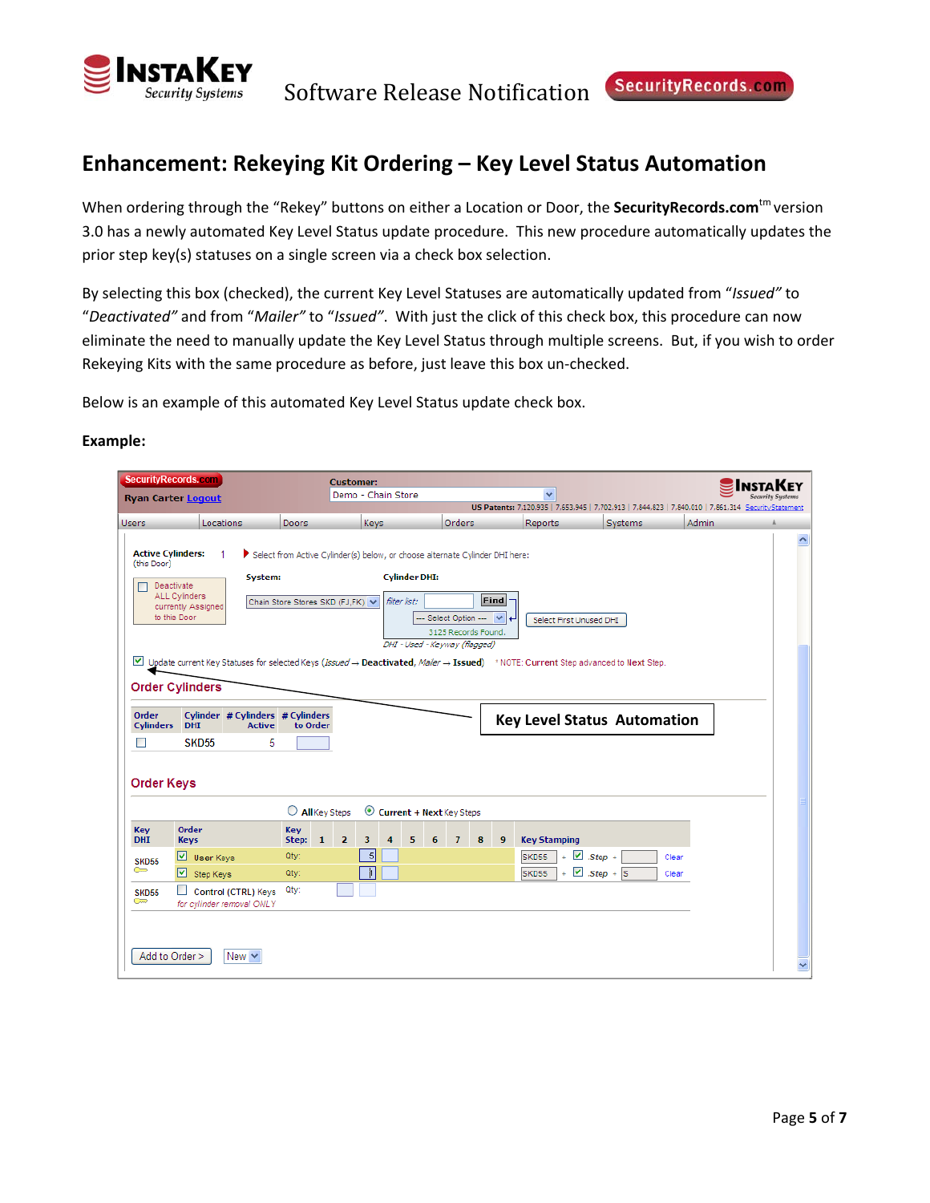## Enhancement: Rekeying Kit Ordering – Key Level Status Automation

When ordering through the "Rekey" buttons on either a Location or Door, the **SecurityRecords.com**[tm] version 3.0 has a newly automated Key Level Status update procedure. This new procedure automatically updates the prior step key(s) statuses on a single screen via a check box selection.

By selecting this box (checked), the current Key Level Statuses are automatically updated from "*Issued*" to "*Deactivated*" and from "*Mailer*" to "*Issued*". With just the click of this check box, this procedure can now eliminate the need to manually update the Key Level Status through multiple screens. But, if you wish to order Rekeying Kits with the same procedure as before, just leave this box un-checked.

Below is an example of this automated Key Level Status update check box.

**Example:**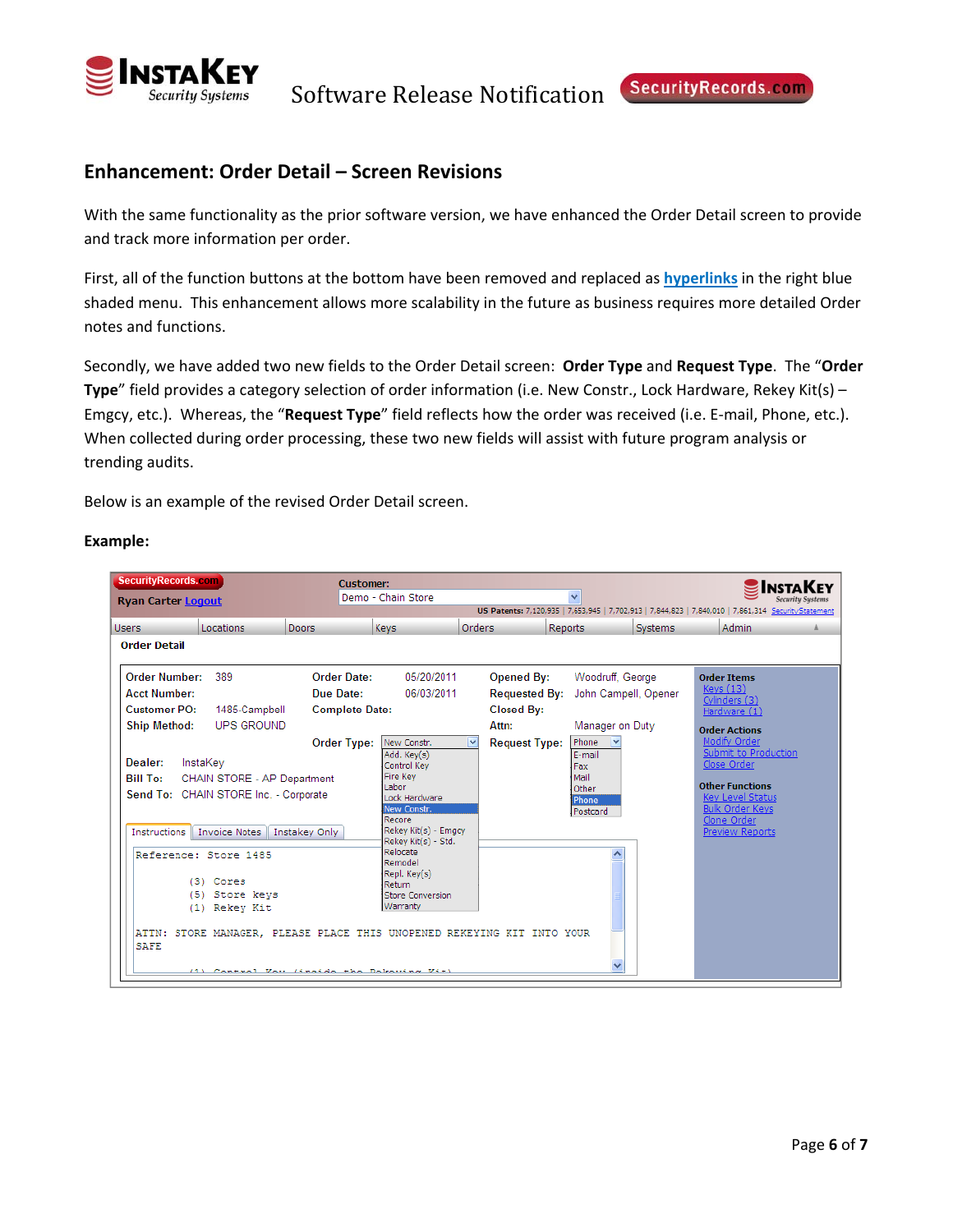## Enhancement: Order Detail – Screen Revisions

With the same functionality as the prior software version, we have enhanced the Order Detail screen to provide and track more information per order.

First, all of the function buttons at the bottom have been removed and replaced as hyperlinks in the right blue shaded menu. This enhancement allows more scalability in the future as business requires more detailed Order notes and functions.

Secondly, we have added two new fields to the Order Detail screen: **Order Type** and **Request Type**. The "**Order Type**" field provides a category selection of order information (i.e. New Constr., Lock Hardware, Rekey Kit(s) – Emgcy, etc.). Whereas, the "**Request Type**" field reflects how the order was received (i.e. E-mail, Phone, etc.). When collected during order processing, these two new fields will assist with future program analysis or trending audits.

Below is an example of the revised Order Detail screen.

**Example:**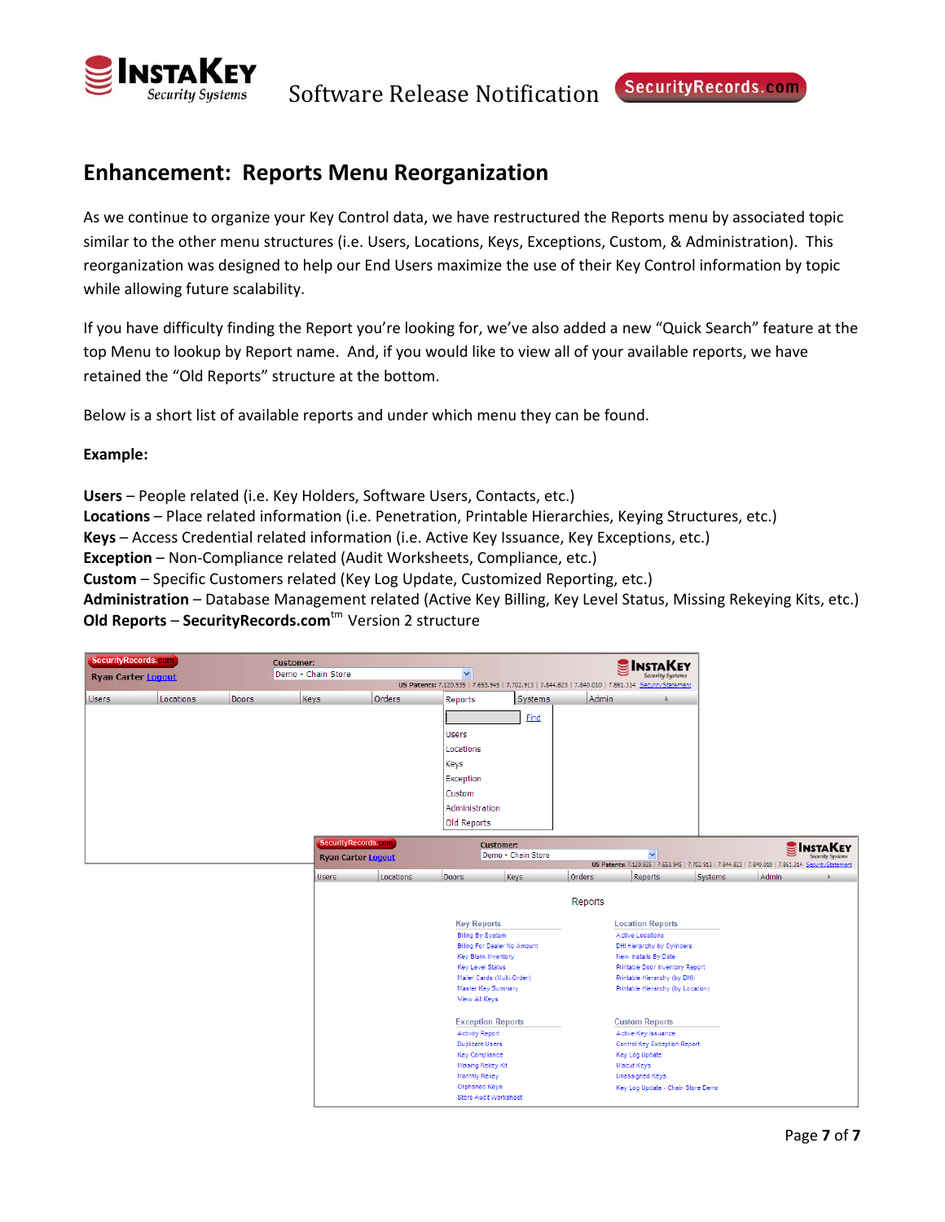## Enhancement: Reports Menu Reorganization

As we continue to organize your Key Control data, we have restructured the Reports menu by associated topic similar to the other menu structures (i.e. Users, Locations, Keys, Exceptions, Custom, & Administration). This reorganization was designed to help our End Users maximize the use of their Key Control information by topic while allowing future scalability.

If you have difficulty finding the Report you're looking for, we've also added a new "Quick Search" feature at the top Menu to lookup by Report name. And, if you would like to view all of your available reports, we have retained the "Old Reports" structure at the bottom.

Below is a short list of available reports and under which menu they can be found.

**Example:**

**Users** – People related (i.e. Key Holders, Software Users, Contacts, etc.)
**Locations** – Place related information (i.e. Penetration, Printable Hierarchies, Keying Structures, etc.)
**Keys** – Access Credential related information (i.e. Active Key Issuance, Key Exceptions, etc.)
**Exception** – Non-Compliance related (Audit Worksheets, Compliance, etc.)
**Custom** – Specific Customers related (Key Log Update, Customized Reporting, etc.)
**Administration** – Database Management related (Active Key Billing, Key Level Status, Missing Rekeying Kits, etc.)
**Old Reports** – **SecurityRecords.com**[tm] Version 2 structure